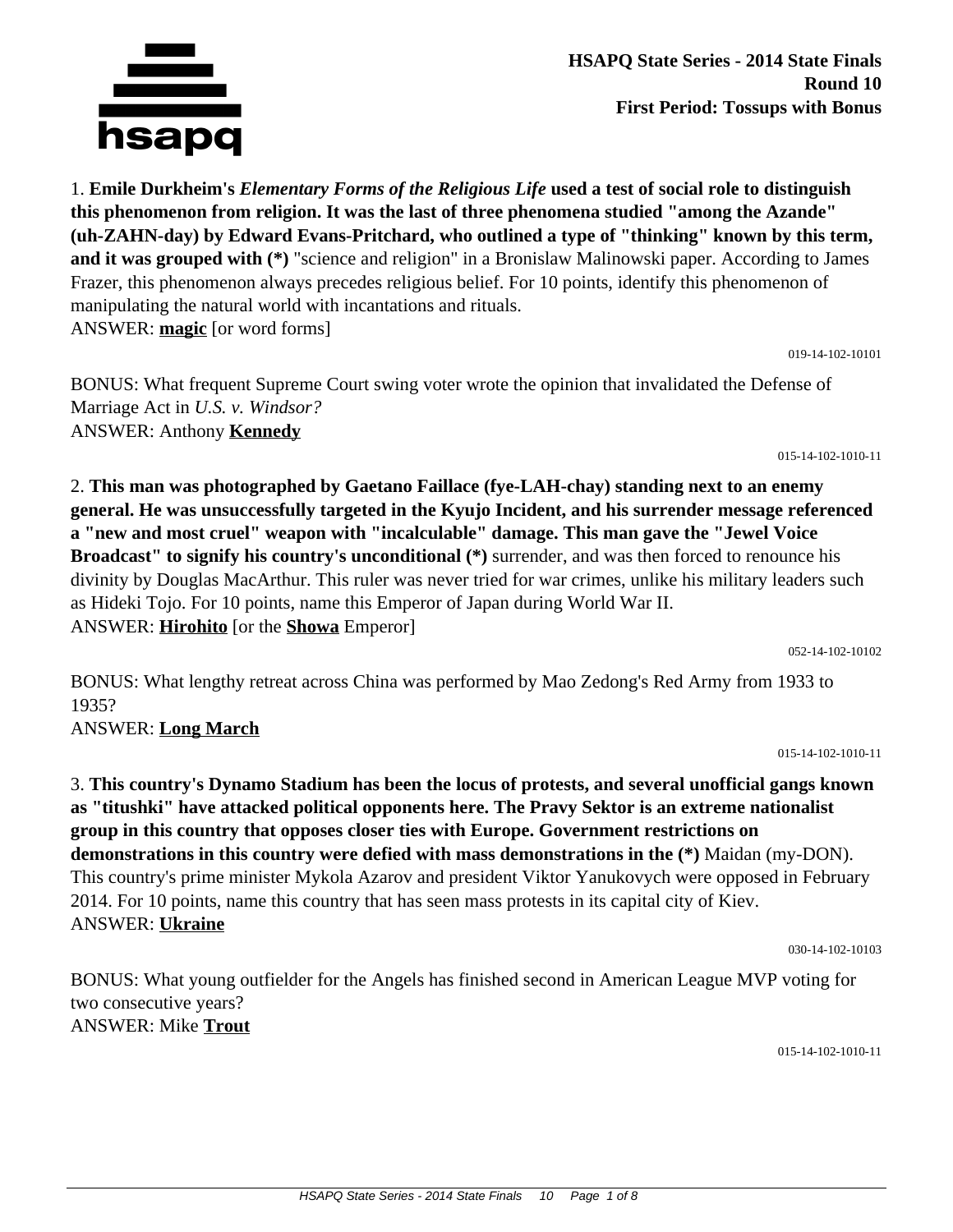**HSAPQ State Series - 2014 State Finals**
**Round 10**
**First Period: Tossups with Bonus**

1. **Emile Durkheim's *Elementary Forms of the Religious Life* used a test of social role to distinguish this phenomenon from religion. It was the last of three phenomena studied "among the Azande" (uh-ZAHN-day) by Edward Evans-Pritchard, who outlined a type of "thinking" known by this term, and it was grouped with (*)** "science and religion" in a Bronislaw Malinowski paper. According to James Frazer, this phenomenon always precedes religious belief. For 10 points, identify this phenomenon of manipulating the natural world with incantations and rituals.
ANSWER: **magic** [or word forms]

019-14-102-10101

BONUS: What frequent Supreme Court swing voter wrote the opinion that invalidated the Defense of Marriage Act in *U.S. v. Windsor?*
ANSWER: Anthony **Kennedy**

015-14-102-1010-11

2. **This man was photographed by Gaetano Faillace (fye-LAH-chay) standing next to an enemy general. He was unsuccessfully targeted in the Kyujo Incident, and his surrender message referenced a "new and most cruel" weapon with "incalculable" damage. This man gave the "Jewel Voice Broadcast" to signify his country's unconditional (*)** surrender, and was then forced to renounce his divinity by Douglas MacArthur. This ruler was never tried for war crimes, unlike his military leaders such as Hideki Tojo. For 10 points, name this Emperor of Japan during World War II.
ANSWER: **Hirohito** [or the **Showa** Emperor]

052-14-102-10102

BONUS: What lengthy retreat across China was performed by Mao Zedong's Red Army from 1933 to 1935?
ANSWER: **Long March**

015-14-102-1010-11

3. **This country's Dynamo Stadium has been the locus of protests, and several unofficial gangs known as "titushki" have attacked political opponents here. The Pravy Sektor is an extreme nationalist group in this country that opposes closer ties with Europe. Government restrictions on demonstrations in this country were defied with mass demonstrations in the (*)** Maidan (my-DON). This country's prime minister Mykola Azarov and president Viktor Yanukovych were opposed in February 2014. For 10 points, name this country that has seen mass protests in its capital city of Kiev.
ANSWER: **Ukraine**

030-14-102-10103

BONUS: What young outfielder for the Angels has finished second in American League MVP voting for two consecutive years?
ANSWER: Mike **Trout**

015-14-102-1010-11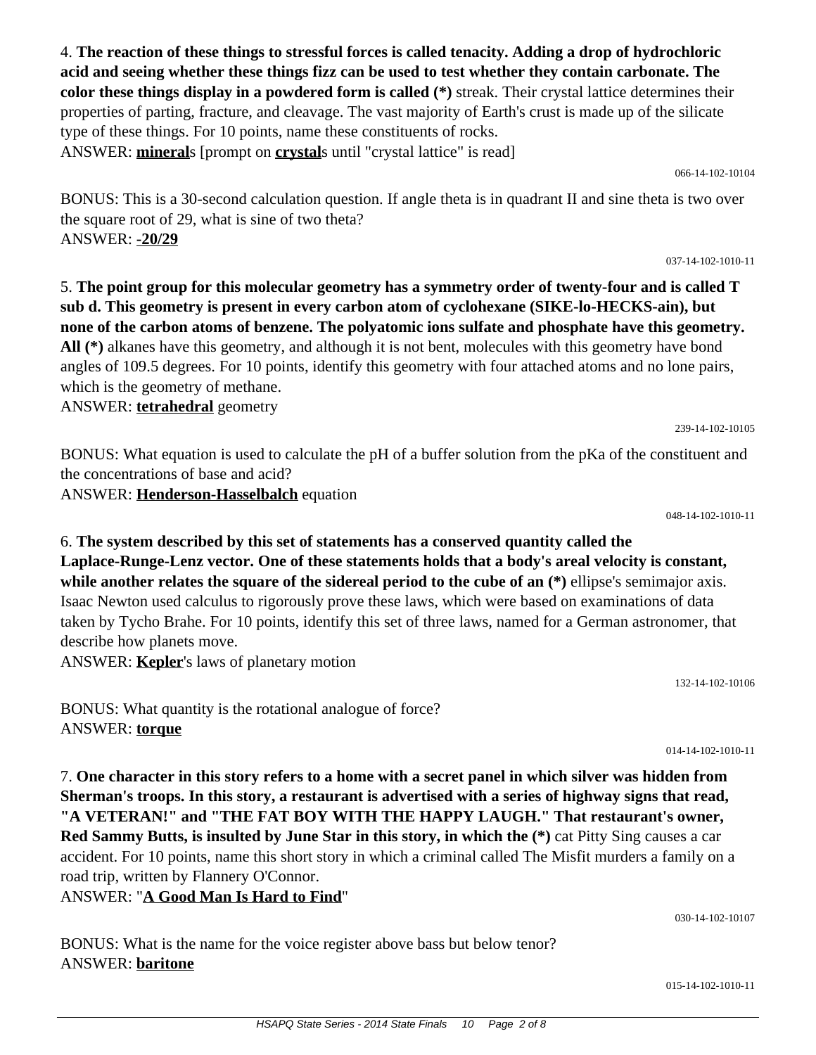4. **The reaction of these things to stressful forces is called tenacity. Adding a drop of hydrochloric acid and seeing whether these things fizz can be used to test whether they contain carbonate. The color these things display in a powdered form is called (*)** streak. Their crystal lattice determines their properties of parting, fracture, and cleavage. The vast majority of Earth's crust is made up of the silicate type of these things. For 10 points, name these constituents of rocks.
ANSWER: **<u>mineral</u>**s [prompt on **<u>crystal</u>**s until "crystal lattice" is read]

066-14-102-10104

BONUS: This is a 30-second calculation question. If angle theta is in quadrant II and sine theta is two over the square root of 29, what is sine of two theta?
ANSWER: **<u>-20/29</u>**

037-14-102-1010-11

5. **The point group for this molecular geometry has a symmetry order of twenty-four and is called T sub d. This geometry is present in every carbon atom of cyclohexane (SIKE-lo-HECKS-ain), but none of the carbon atoms of benzene. The polyatomic ions sulfate and phosphate have this geometry. All (*)** alkanes have this geometry, and although it is not bent, molecules with this geometry have bond angles of 109.5 degrees. For 10 points, identify this geometry with four attached atoms and no lone pairs, which is the geometry of methane.
ANSWER: **<u>tetrahedral</u>** geometry

239-14-102-10105

BONUS: What equation is used to calculate the pH of a buffer solution from the pKa of the constituent and the concentrations of base and acid?
ANSWER: **<u>Henderson-Hasselbalch</u>** equation

048-14-102-1010-11

6. **The system described by this set of statements has a conserved quantity called the Laplace-Runge-Lenz vector. One of these statements holds that a body's areal velocity is constant, while another relates the square of the sidereal period to the cube of an (*)** ellipse's semimajor axis. Isaac Newton used calculus to rigorously prove these laws, which were based on examinations of data taken by Tycho Brahe. For 10 points, identify this set of three laws, named for a German astronomer, that describe how planets move.
ANSWER: **<u>Kepler</u>**'s laws of planetary motion

132-14-102-10106

BONUS: What quantity is the rotational analogue of force?
ANSWER: **<u>torque</u>**

014-14-102-1010-11

7. **One character in this story refers to a home with a secret panel in which silver was hidden from Sherman's troops. In this story, a restaurant is advertised with a series of highway signs that read, "A VETERAN!" and "THE FAT BOY WITH THE HAPPY LAUGH." That restaurant's owner, Red Sammy Butts, is insulted by June Star in this story, in which the (*)** cat Pitty Sing causes a car accident. For 10 points, name this short story in which a criminal called The Misfit murders a family on a road trip, written by Flannery O'Connor.
ANSWER: "**<u>A Good Man Is Hard to Find</u>**"

030-14-102-10107

BONUS: What is the name for the voice register above bass but below tenor?
ANSWER: **<u>baritone</u>**

015-14-102-1010-11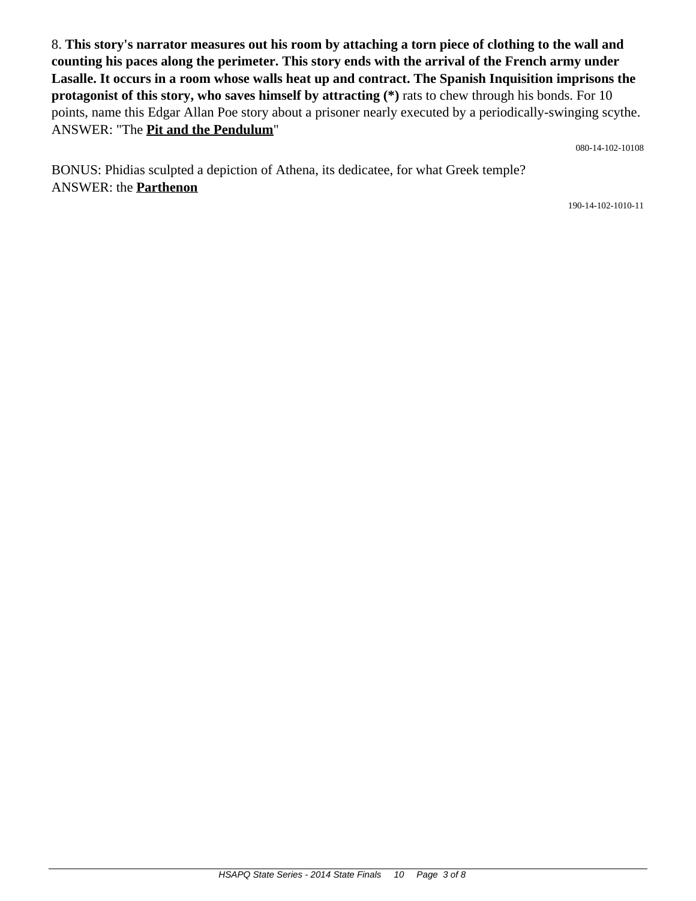8. **This story's narrator measures out his room by attaching a torn piece of clothing to the wall and counting his paces along the perimeter. This story ends with the arrival of the French army under Lasalle. It occurs in a room whose walls heat up and contract. The Spanish Inquisition imprisons the protagonist of this story, who saves himself by attracting (*)** rats to chew through his bonds. For 10 points, name this Edgar Allan Poe story about a prisoner nearly executed by a periodically-swinging scythe.
ANSWER: "The **Pit and the Pendulum**"

080-14-102-10108

BONUS: Phidias sculpted a depiction of Athena, its dedicatee, for what Greek temple?
ANSWER: the **Parthenon**

190-14-102-1010-11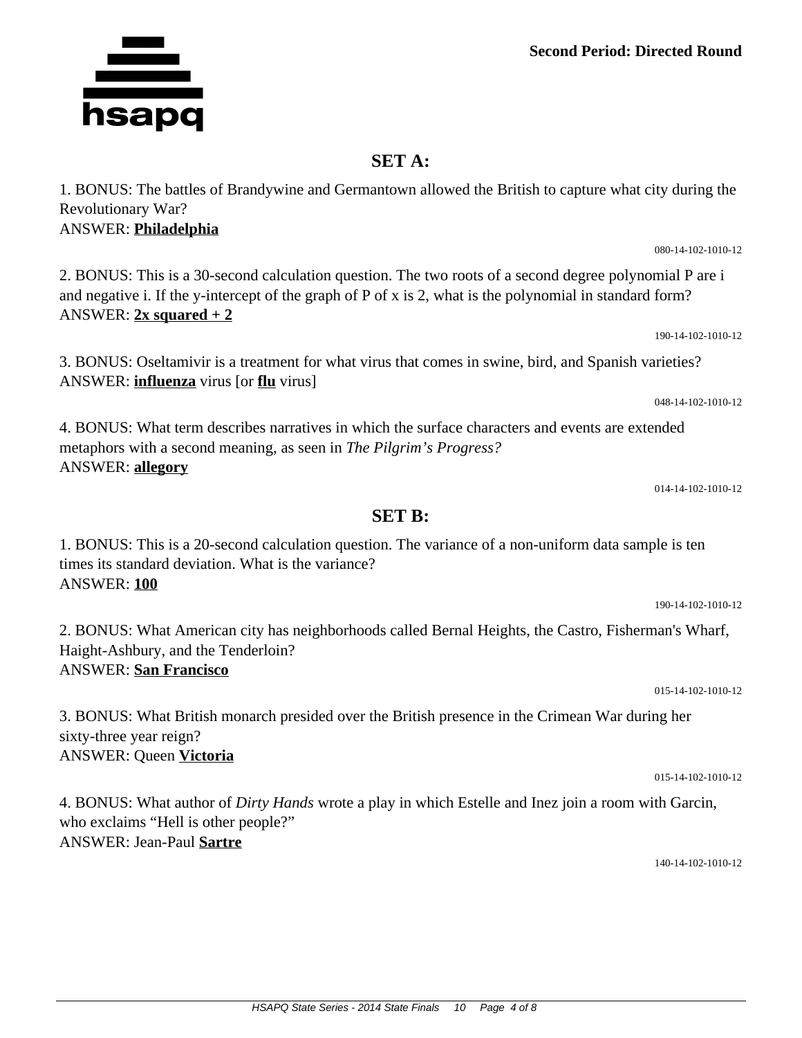**Second Period: Directed Round**

## SET A:

1. BONUS: The battles of Brandywine and Germantown allowed the British to capture what city during the Revolutionary War?
ANSWER: **Philadelphia**

080-14-102-1010-12

2. BONUS: This is a 30-second calculation question. The two roots of a second degree polynomial P are i and negative i. If the y-intercept of the graph of P of x is 2, what is the polynomial in standard form?
ANSWER: **2x squared + 2**

190-14-102-1010-12

3. BONUS: Oseltamivir is a treatment for what virus that comes in swine, bird, and Spanish varieties?
ANSWER: **influenza** virus [or **flu** virus]

048-14-102-1010-12

4. BONUS: What term describes narratives in which the surface characters and events are extended metaphors with a second meaning, as seen in *The Pilgrim's Progress?*
ANSWER: **allegory**

014-14-102-1010-12

## SET B:

1. BONUS: This is a 20-second calculation question. The variance of a non-uniform data sample is ten times its standard deviation. What is the variance?
ANSWER: **100**

190-14-102-1010-12

2. BONUS: What American city has neighborhoods called Bernal Heights, the Castro, Fisherman's Wharf, Haight-Ashbury, and the Tenderloin?
ANSWER: **San Francisco**

015-14-102-1010-12

3. BONUS: What British monarch presided over the British presence in the Crimean War during her sixty-three year reign?
ANSWER: Queen **Victoria**

015-14-102-1010-12

4. BONUS: What author of *Dirty Hands* wrote a play in which Estelle and Inez join a room with Garcin, who exclaims "Hell is other people?"
ANSWER: Jean-Paul **Sartre**

140-14-102-1010-12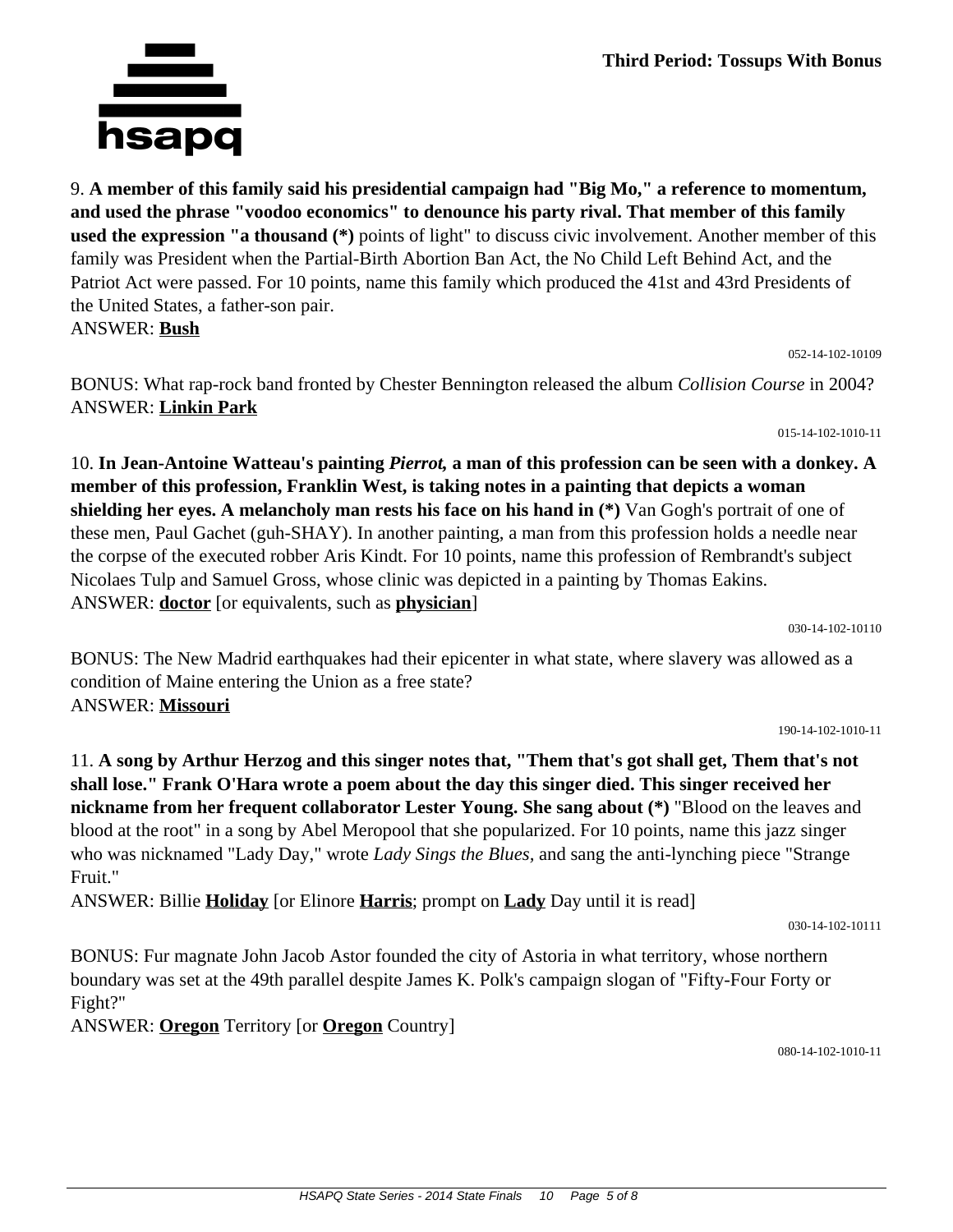9. **A member of this family said his presidential campaign had "Big Mo," a reference to momentum, and used the phrase "voodoo economics" to denounce his party rival. That member of this family used the expression "a thousand (*)** points of light" to discuss civic involvement. Another member of this family was President when the Partial-Birth Abortion Ban Act, the No Child Left Behind Act, and the Patriot Act were passed. For 10 points, name this family which produced the 41st and 43rd Presidents of the United States, a father-son pair.
ANSWER: **Bush**

052-14-102-10109

BONUS: What rap-rock band fronted by Chester Bennington released the album *Collision Course* in 2004?
ANSWER: **Linkin Park**

015-14-102-1010-11

10. **In Jean-Antoine Watteau's painting *Pierrot,* a man of this profession can be seen with a donkey. A member of this profession, Franklin West, is taking notes in a painting that depicts a woman shielding her eyes. A melancholy man rests his face on his hand in (*)** Van Gogh's portrait of one of these men, Paul Gachet (guh-SHAY). In another painting, a man from this profession holds a needle near the corpse of the executed robber Aris Kindt. For 10 points, name this profession of Rembrandt's subject Nicolaes Tulp and Samuel Gross, whose clinic was depicted in a painting by Thomas Eakins.
ANSWER: **doctor** [or equivalents, such as **physician**]

030-14-102-10110

BONUS: The New Madrid earthquakes had their epicenter in what state, where slavery was allowed as a condition of Maine entering the Union as a free state?
ANSWER: **Missouri**

190-14-102-1010-11

11. **A song by Arthur Herzog and this singer notes that, "Them that's got shall get, Them that's not shall lose." Frank O'Hara wrote a poem about the day this singer died. This singer received her nickname from her frequent collaborator Lester Young. She sang about (*)** "Blood on the leaves and blood at the root" in a song by Abel Meropool that she popularized. For 10 points, name this jazz singer who was nicknamed "Lady Day," wrote *Lady Sings the Blues,* and sang the anti-lynching piece "Strange Fruit."
ANSWER: Billie **Holiday** [or Elinore **Harris**; prompt on **Lady** Day until it is read]

030-14-102-10111

BONUS: Fur magnate John Jacob Astor founded the city of Astoria in what territory, whose northern boundary was set at the 49th parallel despite James K. Polk's campaign slogan of "Fifty-Four Forty or Fight?"
ANSWER: **Oregon** Territory [or **Oregon** Country]

080-14-102-1010-11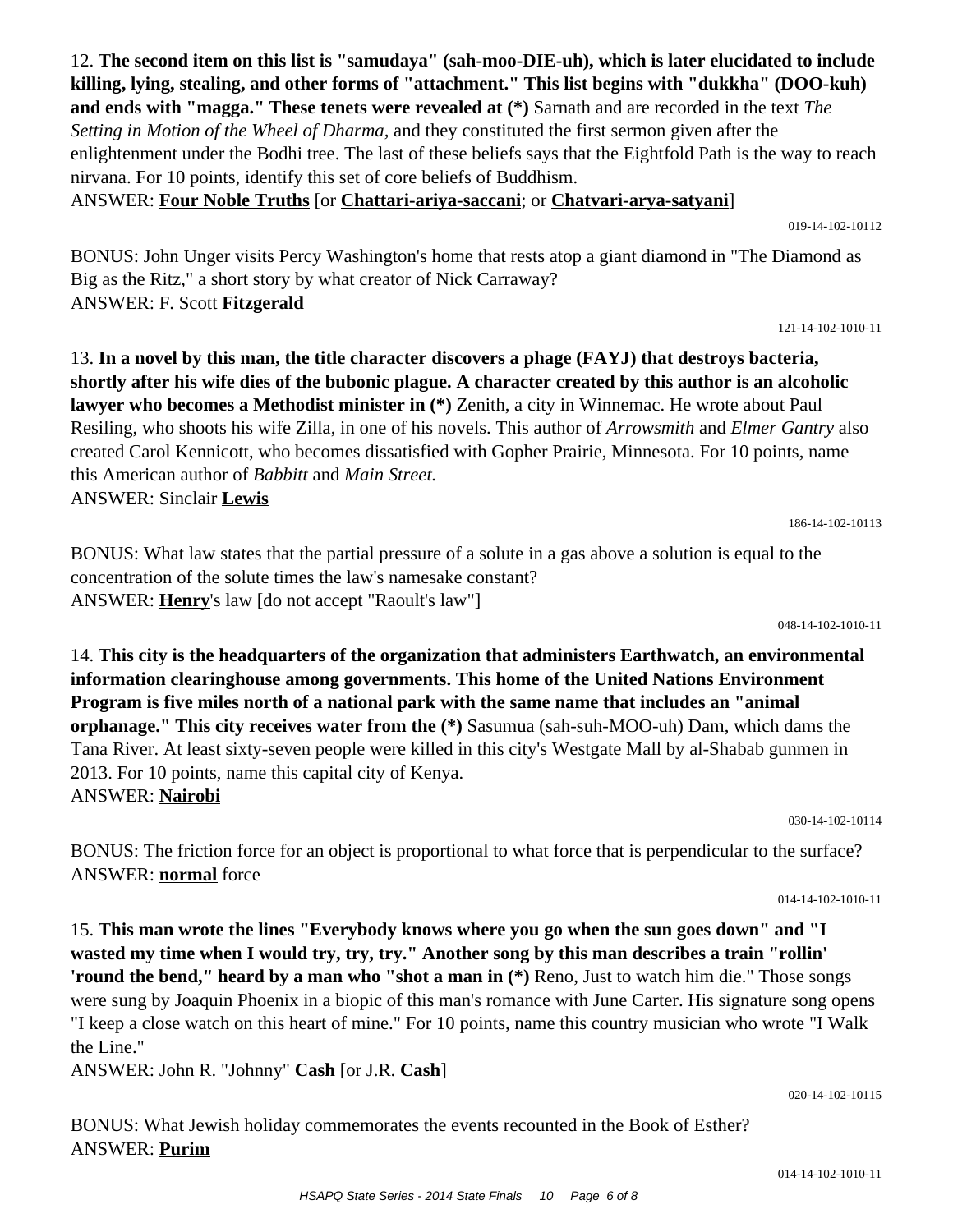12. **The second item on this list is "samudaya" (sah-moo-DIE-uh), which is later elucidated to include killing, lying, stealing, and other forms of "attachment." This list begins with "dukkha" (DOO-kuh) and ends with "magga." These tenets were revealed at (*)** Sarnath and are recorded in the text *The Setting in Motion of the Wheel of Dharma,* and they constituted the first sermon given after the enlightenment under the Bodhi tree. The last of these beliefs says that the Eightfold Path is the way to reach nirvana. For 10 points, identify this set of core beliefs of Buddhism.

ANSWER: **Four Noble Truths** [or **Chattari-ariya-saccani**; or **Chatvari-arya-satyani**]

019-14-102-10112

BONUS: John Unger visits Percy Washington's home that rests atop a giant diamond in "The Diamond as Big as the Ritz," a short story by what creator of Nick Carraway?

ANSWER: F. Scott **Fitzgerald**

121-14-102-1010-11

13. **In a novel by this man, the title character discovers a phage (FAYJ) that destroys bacteria, shortly after his wife dies of the bubonic plague. A character created by this author is an alcoholic lawyer who becomes a Methodist minister in (*)** Zenith, a city in Winnemac. He wrote about Paul Resiling, who shoots his wife Zilla, in one of his novels. This author of *Arrowsmith* and *Elmer Gantry* also created Carol Kennicott, who becomes dissatisfied with Gopher Prairie, Minnesota. For 10 points, name this American author of *Babbitt* and *Main Street.*

ANSWER: Sinclair **Lewis**

186-14-102-10113

BONUS: What law states that the partial pressure of a solute in a gas above a solution is equal to the concentration of the solute times the law's namesake constant?

ANSWER: **Henry**'s law [do not accept "Raoult's law"]

048-14-102-1010-11

14. **This city is the headquarters of the organization that administers Earthwatch, an environmental information clearinghouse among governments. This home of the United Nations Environment Program is five miles north of a national park with the same name that includes an "animal orphanage." This city receives water from the (*)** Sasumua (sah-suh-MOO-uh) Dam, which dams the Tana River. At least sixty-seven people were killed in this city's Westgate Mall by al-Shabab gunmen in 2013. For 10 points, name this capital city of Kenya.

ANSWER: **Nairobi**

030-14-102-10114

BONUS: The friction force for an object is proportional to what force that is perpendicular to the surface?

ANSWER: **normal** force

014-14-102-1010-11

15. **This man wrote the lines "Everybody knows where you go when the sun goes down" and "I wasted my time when I would try, try, try." Another song by this man describes a train "rollin' 'round the bend," heard by a man who "shot a man in (*)** Reno, Just to watch him die." Those songs were sung by Joaquin Phoenix in a biopic of this man's romance with June Carter. His signature song opens "I keep a close watch on this heart of mine." For 10 points, name this country musician who wrote "I Walk the Line."

ANSWER: John R. "Johnny" **Cash** [or J.R. **Cash**]

020-14-102-10115

BONUS: What Jewish holiday commemorates the events recounted in the Book of Esther?

ANSWER: **Purim**

014-14-102-1010-11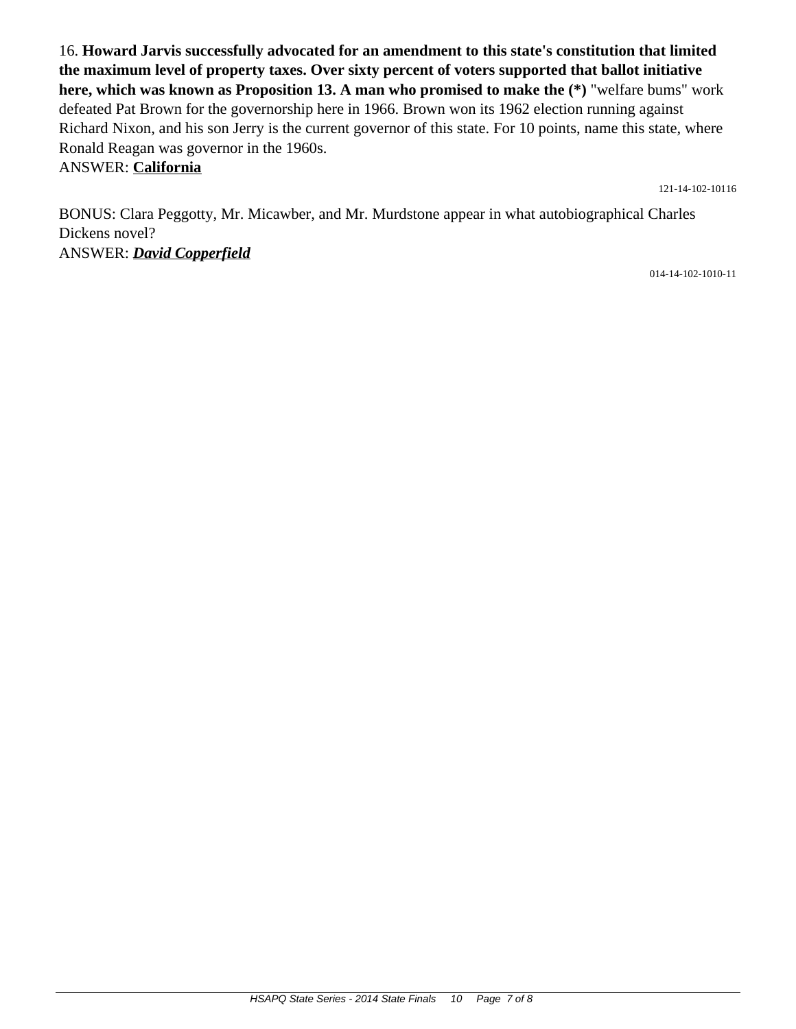16. **Howard Jarvis successfully advocated for an amendment to this state's constitution that limited the maximum level of property taxes. Over sixty percent of voters supported that ballot initiative here, which was known as Proposition 13. A man who promised to make the (*)** "welfare bums" work defeated Pat Brown for the governorship here in 1966. Brown won its 1962 election running against Richard Nixon, and his son Jerry is the current governor of this state. For 10 points, name this state, where Ronald Reagan was governor in the 1960s.
ANSWER: **California**

121-14-102-10116

BONUS: Clara Peggotty, Mr. Micawber, and Mr. Murdstone appear in what autobiographical Charles Dickens novel?
ANSWER: ***David Copperfield***

014-14-102-1010-11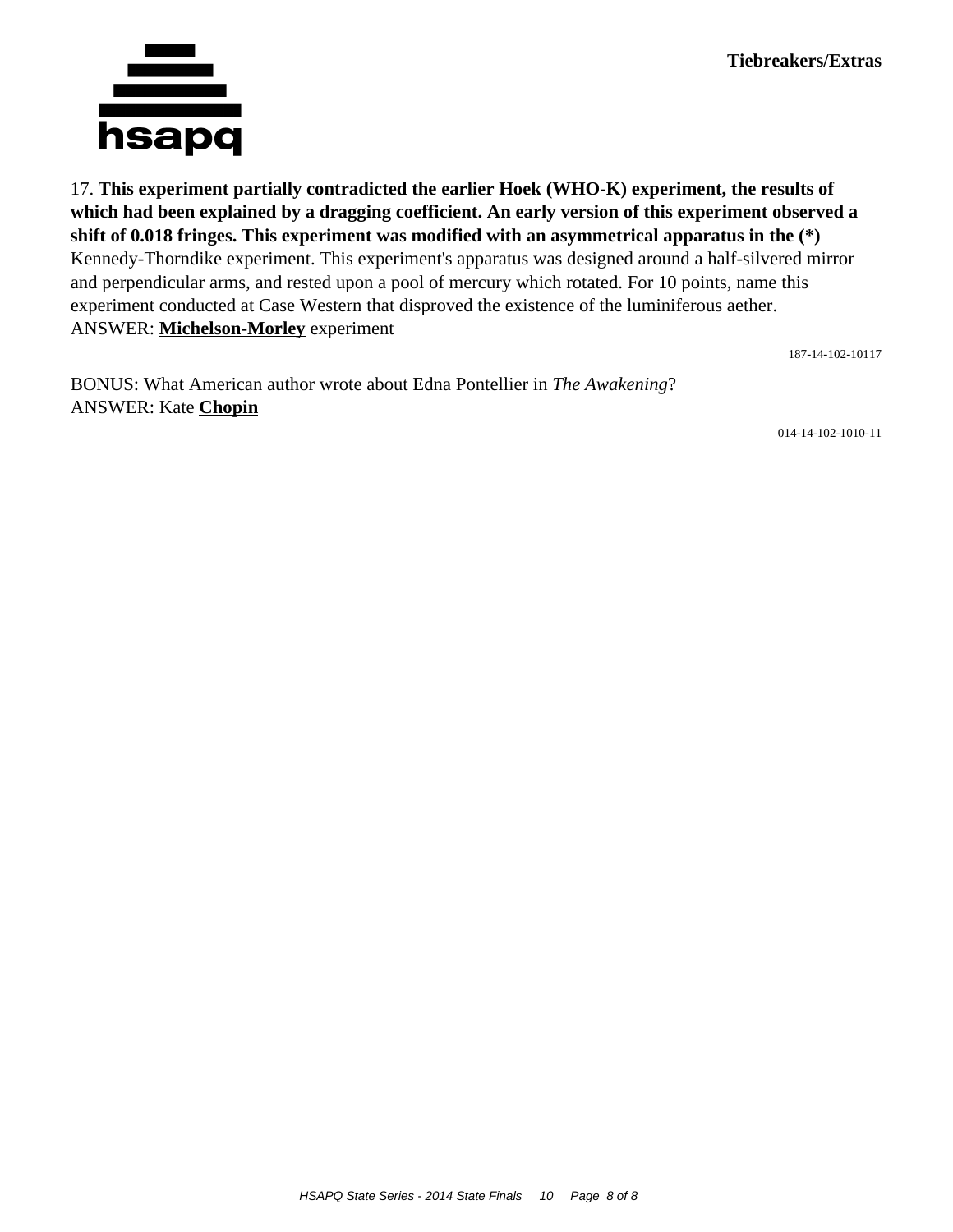17. **This experiment partially contradicted the earlier Hoek (WHO-K) experiment, the results of which had been explained by a dragging coefficient. An early version of this experiment observed a shift of 0.018 fringes. This experiment was modified with an asymmetrical apparatus in the (*)** Kennedy-Thorndike experiment. This experiment's apparatus was designed around a half-silvered mirror and perpendicular arms, and rested upon a pool of mercury which rotated. For 10 points, name this experiment conducted at Case Western that disproved the existence of the luminiferous aether.
ANSWER: **<u>Michelson-Morley</u>** experiment

187-14-102-10117

BONUS: What American author wrote about Edna Pontellier in *The Awakening*?
ANSWER: Kate **<u>Chopin</u>**

014-14-102-1010-11